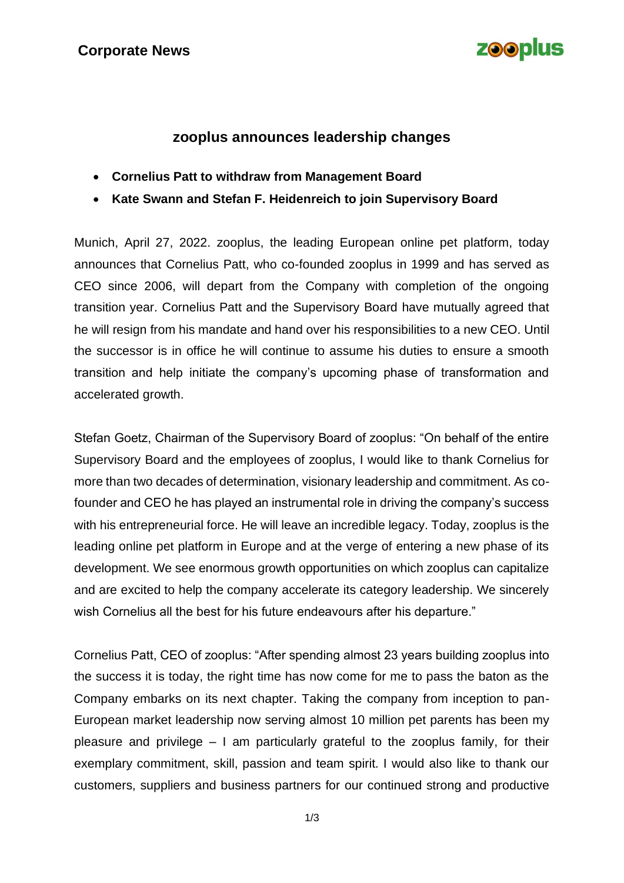**Corporate News**

## zooplus announces leadership changes

- **Cornelius Patt to withdraw from Management Board**
- **Kate Swann and Stefan F. Heidenreich to join Supervisory Board**

Munich, April 27, 2022. zooplus, the leading European online pet platform, today announces that Cornelius Patt, who co-founded zooplus in 1999 and has served as CEO since 2006, will depart from the Company with completion of the ongoing transition year. Cornelius Patt and the Supervisory Board have mutually agreed that he will resign from his mandate and hand over his responsibilities to a new CEO. Until the successor is in office he will continue to assume his duties to ensure a smooth transition and help initiate the company's upcoming phase of transformation and accelerated growth.

Stefan Goetz, Chairman of the Supervisory Board of zooplus: "On behalf of the entire Supervisory Board and the employees of zooplus, I would like to thank Cornelius for more than two decades of determination, visionary leadership and commitment. As co-founder and CEO he has played an instrumental role in driving the company's success with his entrepreneurial force. He will leave an incredible legacy. Today, zooplus is the leading online pet platform in Europe and at the verge of entering a new phase of its development. We see enormous growth opportunities on which zooplus can capitalize and are excited to help the company accelerate its category leadership. We sincerely wish Cornelius all the best for his future endeavours after his departure."

Cornelius Patt, CEO of zooplus: "After spending almost 23 years building zooplus into the success it is today, the right time has now come for me to pass the baton as the Company embarks on its next chapter. Taking the company from inception to pan-European market leadership now serving almost 10 million pet parents has been my pleasure and privilege – I am particularly grateful to the zooplus family, for their exemplary commitment, skill, passion and team spirit. I would also like to thank our customers, suppliers and business partners for our continued strong and productive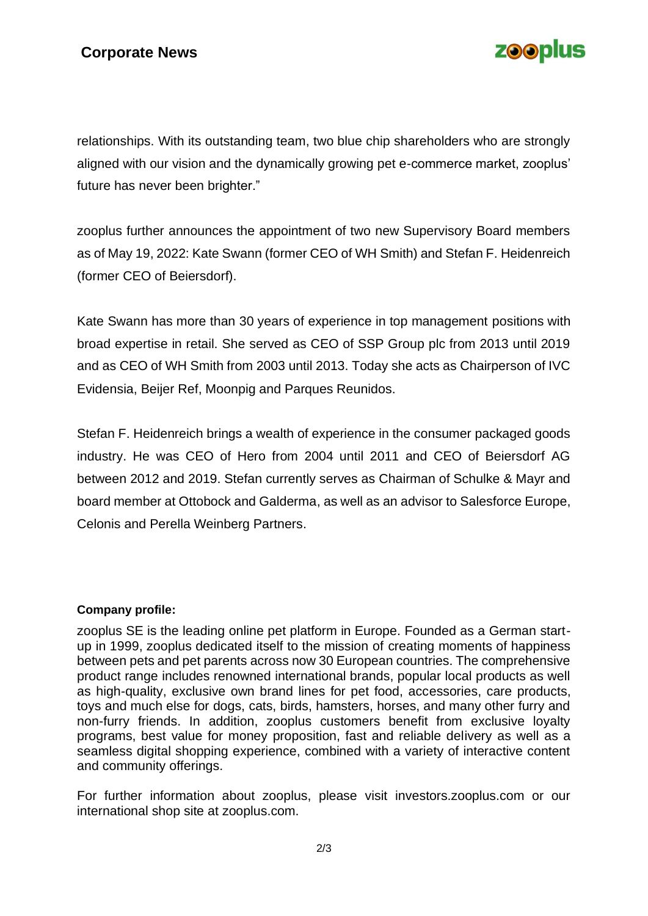relationships. With its outstanding team, two blue chip shareholders who are strongly aligned with our vision and the dynamically growing pet e-commerce market, zooplus' future has never been brighter."

zooplus further announces the appointment of two new Supervisory Board members as of May 19, 2022: Kate Swann (former CEO of WH Smith) and Stefan F. Heidenreich (former CEO of Beiersdorf).

Kate Swann has more than 30 years of experience in top management positions with broad expertise in retail. She served as CEO of SSP Group plc from 2013 until 2019 and as CEO of WH Smith from 2003 until 2013. Today she acts as Chairperson of IVC Evidensia, Beijer Ref, Moonpig and Parques Reunidos.

Stefan F. Heidenreich brings a wealth of experience in the consumer packaged goods industry. He was CEO of Hero from 2004 until 2011 and CEO of Beiersdorf AG between 2012 and 2019. Stefan currently serves as Chairman of Schulke & Mayr and board member at Ottobock and Galderma, as well as an advisor to Salesforce Europe, Celonis and Perella Weinberg Partners.

**Company profile:**

zooplus SE is the leading online pet platform in Europe. Founded as a German start-up in 1999, zooplus dedicated itself to the mission of creating moments of happiness between pets and pet parents across now 30 European countries. The comprehensive product range includes renowned international brands, popular local products as well as high-quality, exclusive own brand lines for pet food, accessories, care products, toys and much else for dogs, cats, birds, hamsters, horses, and many other furry and non-furry friends. In addition, zooplus customers benefit from exclusive loyalty programs, best value for money proposition, fast and reliable delivery as well as a seamless digital shopping experience, combined with a variety of interactive content and community offerings.

For further information about zooplus, please visit investors.zooplus.com or our international shop site at zooplus.com.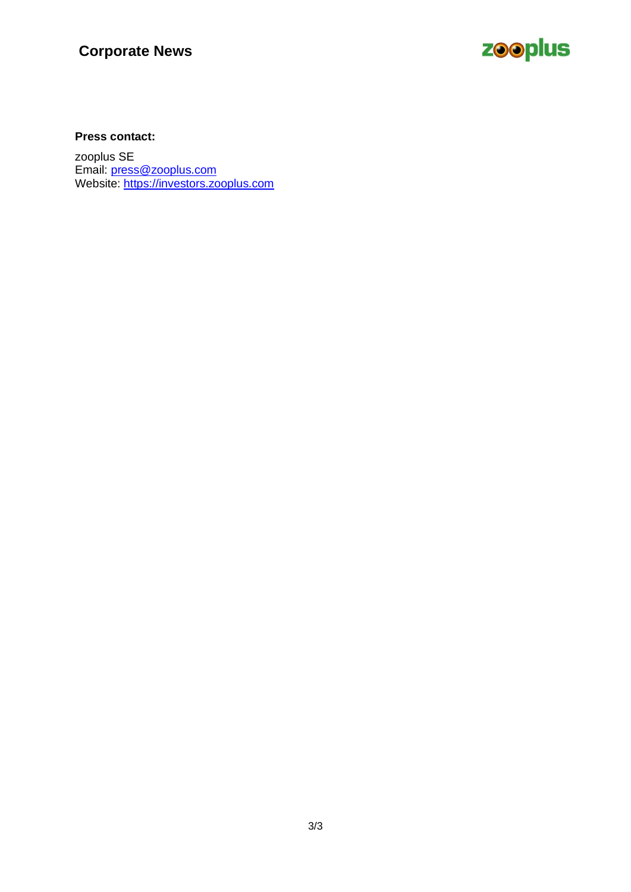**Press contact:**

zooplus SE
Email: press@zooplus.com
Website: https://investors.zooplus.com